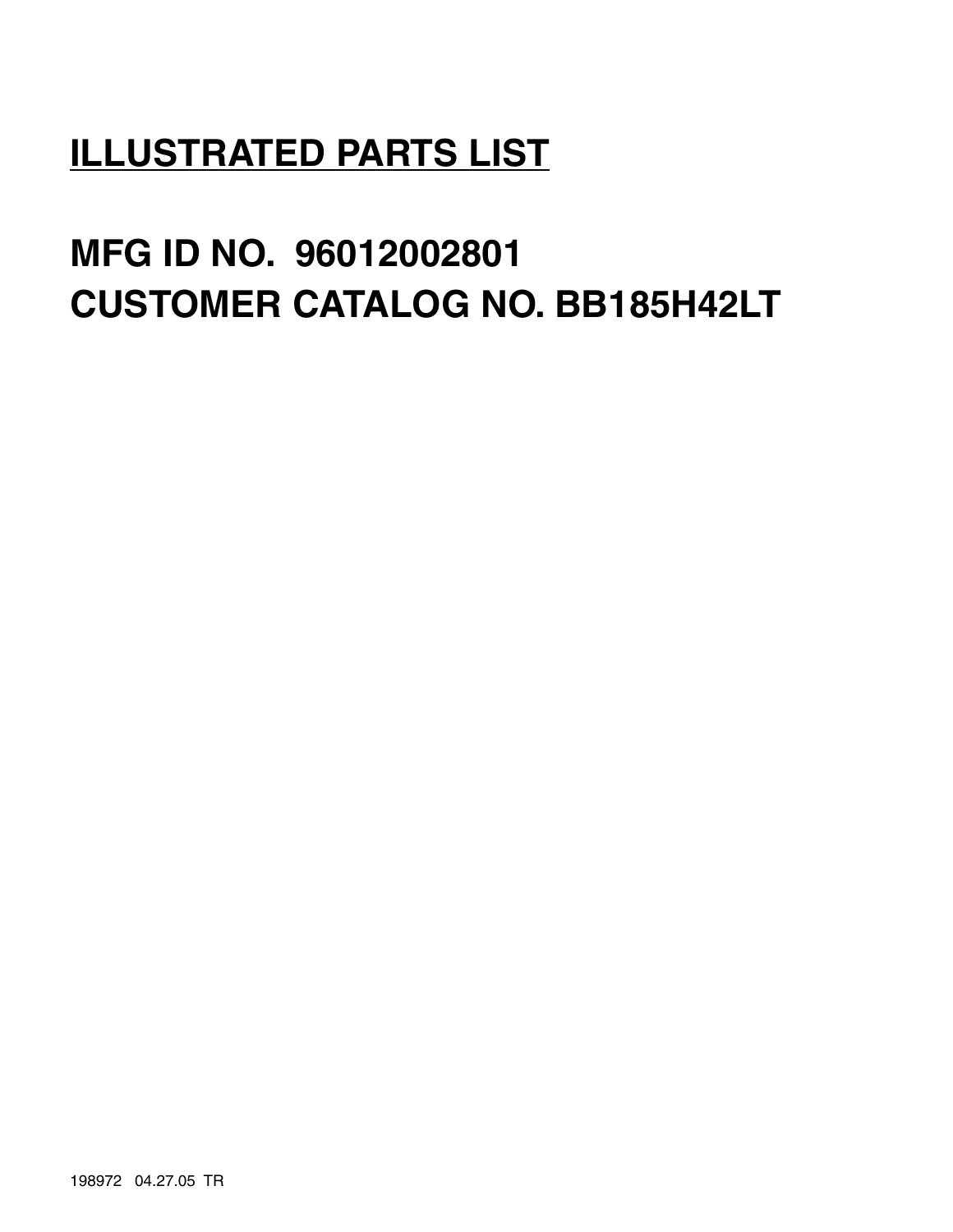# ILLUSTRATED PARTS LIST

## MFG ID NO. 96012002801
## CUSTOMER CATALOG NO. BB185H42LT

198972 04.27.05 TR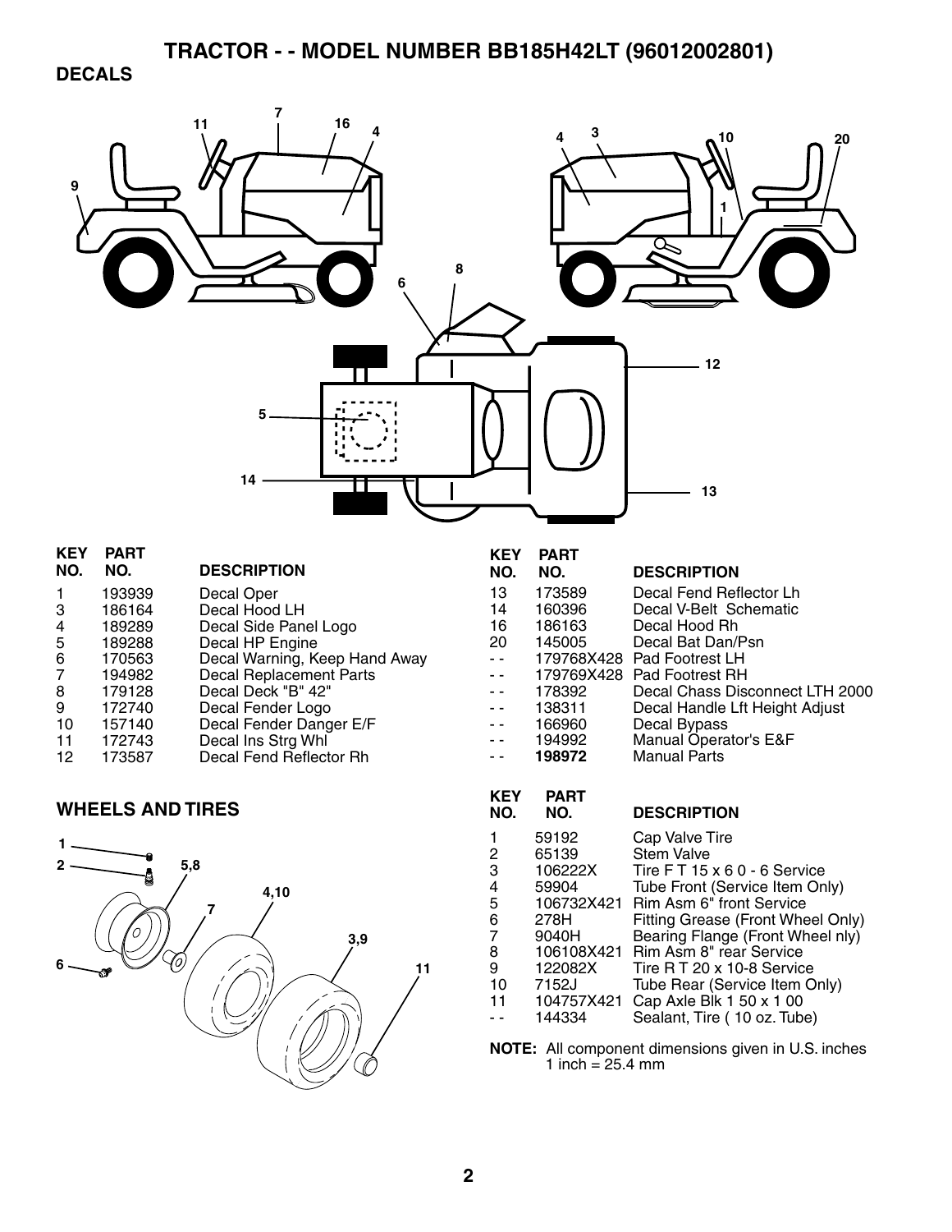# TRACTOR - - MODEL NUMBER BB185H42LT (96012002801)

## DECALS

| KEY NO. | PART NO. | DESCRIPTION |
|---|---|---|
| 1 | 193939 | Decal Oper |
| 3 | 186164 | Decal Hood LH |
| 4 | 189289 | Decal Side Panel Logo |
| 5 | 189288 | Decal HP Engine |
| 6 | 170563 | Decal Warning, Keep Hand Away |
| 7 | 194982 | Decal Replacement Parts |
| 8 | 179128 | Decal Deck "B" 42" |
| 9 | 172740 | Decal Fender Logo |
| 10 | 157140 | Decal Fender Danger E/F |
| 11 | 172743 | Decal Ins Strg Whl |
| 12 | 173587 | Decal Fend Reflector Rh |
| 13 | 173589 | Decal Fend Reflector Lh |
| 14 | 160396 | Decal V-Belt Schematic |
| 16 | 186163 | Decal Hood Rh |
| 20 | 145005 | Decal Bat Dan/Psn |
| - - | 179768X428 | Pad Footrest LH |
| - - | 179769X428 | Pad Footrest RH |
| - - | 178392 | Decal Chass Disconnect LTH 2000 |
| - - | 138311 | Decal Handle Lft Height Adjust |
| - - | 166960 | Decal Bypass |
| - - | 194992 | Manual Operator's E&F |
| - - | **198972** | Manual Parts |

## WHEELS AND TIRES

| KEY NO. | PART NO. | DESCRIPTION |
|---|---|---|
| 1 | 59192 | Cap Valve Tire |
| 2 | 65139 | Stem Valve |
| 3 | 106222X | Tire F T 15 x 6 0 - 6 Service |
| 4 | 59904 | Tube Front (Service Item Only) |
| 5 | 106732X421 | Rim Asm 6" front Service |
| 6 | 278H | Fitting Grease (Front Wheel Only) |
| 7 | 9040H | Bearing Flange (Front Wheel nly) |
| 8 | 106108X421 | Rim Asm 8" rear Service |
| 9 | 122082X | Tire R T 20 x 10-8 Service |
| 10 | 7152J | Tube Rear (Service Item Only) |
| 11 | 104757X421 | Cap Axle Blk 1 50 x 1 00 |
| - - | 144334 | Sealant, Tire ( 10 oz. Tube) |

**NOTE:** All component dimensions given in U.S. inches
1 inch = 25.4 mm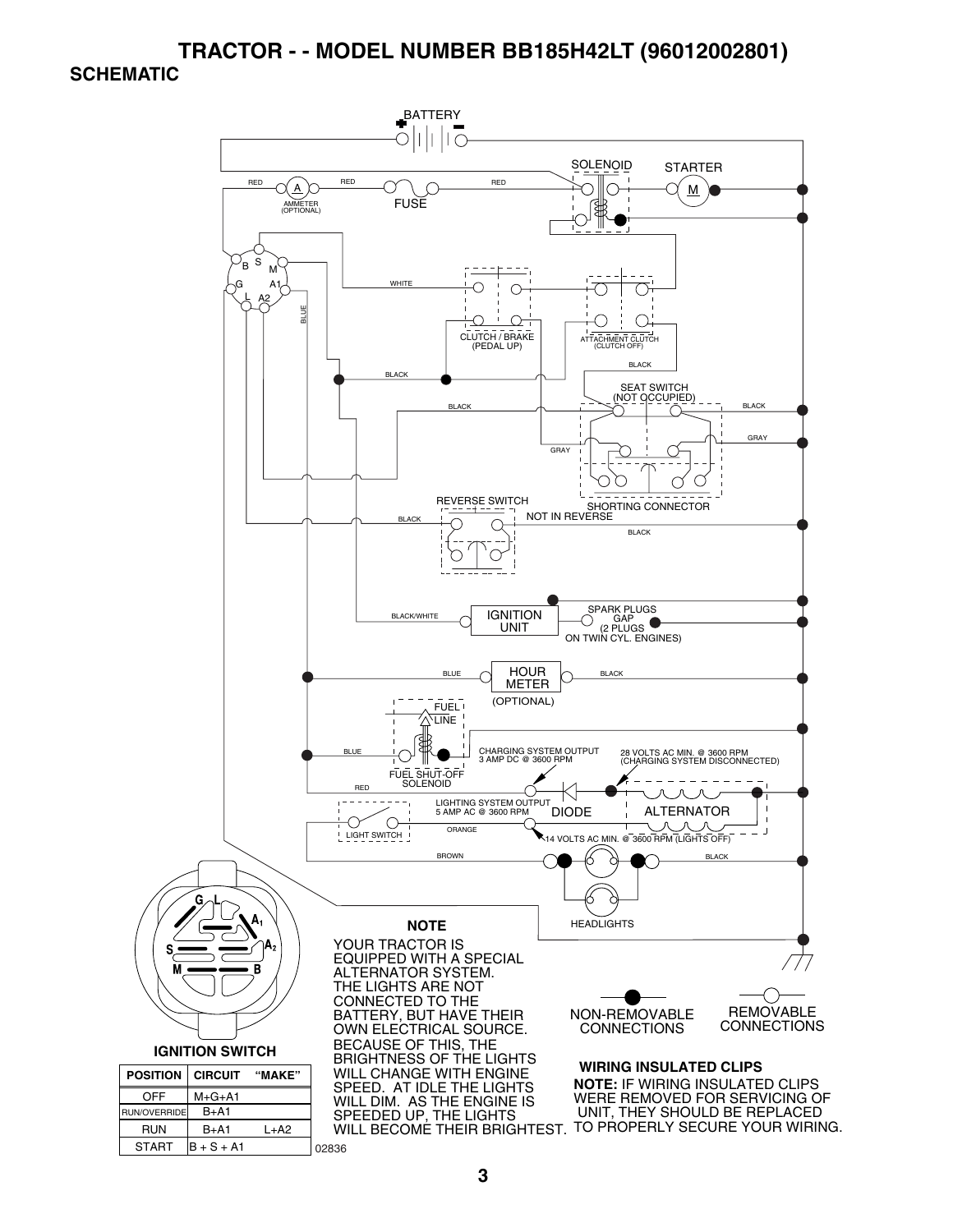# TRACTOR - - MODEL NUMBER BB185H42LT (96012002801)

## SCHEMATIC

BATTERY

RED RED RED

AMMETER (OPTIONAL)

FUSE

SOLENOID

STARTER

B S M G A1 L A2

WHITE

BLUE

CLUTCH / BRAKE (PEDAL UP)

ATTACHMENT CLUTCH (CLUTCH OFF)

BLACK

SEAT SWITCH (NOT OCCUPIED)

GRAY

SHORTING CONNECTOR

REVERSE SWITCH NOT IN REVERSE

BLACK/WHITE

IGNITION UNIT

SPARK PLUGS GAP (2 PLUGS ON TWIN CYL. ENGINES)

HOUR METER (OPTIONAL)

FUEL LINE

FUEL SHUT-OFF SOLENOID

CHARGING SYSTEM OUTPUT 3 AMP DC @ 3600 RPM

28 VOLTS AC MIN. @ 3600 RPM (CHARGING SYSTEM DISCONNECTED)

LIGHTING SYSTEM OUTPUT 5 AMP AC @ 3600 RPM

DIODE

ALTERNATOR

ORANGE

LIGHT SWITCH

14 VOLTS AC MIN. @ 3600 RPM (LIGHTS OFF)

BROWN

HEADLIGHTS

### NOTE

YOUR TRACTOR IS EQUIPPED WITH A SPECIAL ALTERNATOR SYSTEM. THE LIGHTS ARE NOT CONNECTED TO THE BATTERY, BUT HAVE THEIR OWN ELECTRICAL SOURCE. BECAUSE OF THIS, THE BRIGHTNESS OF THE LIGHTS WILL CHANGE WITH ENGINE SPEED. AT IDLE THE LIGHTS WILL DIM. AS THE ENGINE IS SPEEDED UP, THE LIGHTS WILL BECOME THEIR BRIGHTEST.

NON-REMOVABLE CONNECTIONS

REMOVABLE CONNECTIONS

### WIRING INSULATED CLIPS

**NOTE:** IF WIRING INSULATED CLIPS WERE REMOVED FOR SERVICING OF UNIT, THEY SHOULD BE REPLACED TO PROPERLY SECURE YOUR WIRING.

### IGNITION SWITCH

| POSITION | CIRCUIT | "MAKE" |
|---|---|---|
| OFF | M+G+A1 | |
| RUN/OVERRIDE | B+A1 | |
| RUN | B+A1 | L+A2 |
| START | B + S + A1 | |

02836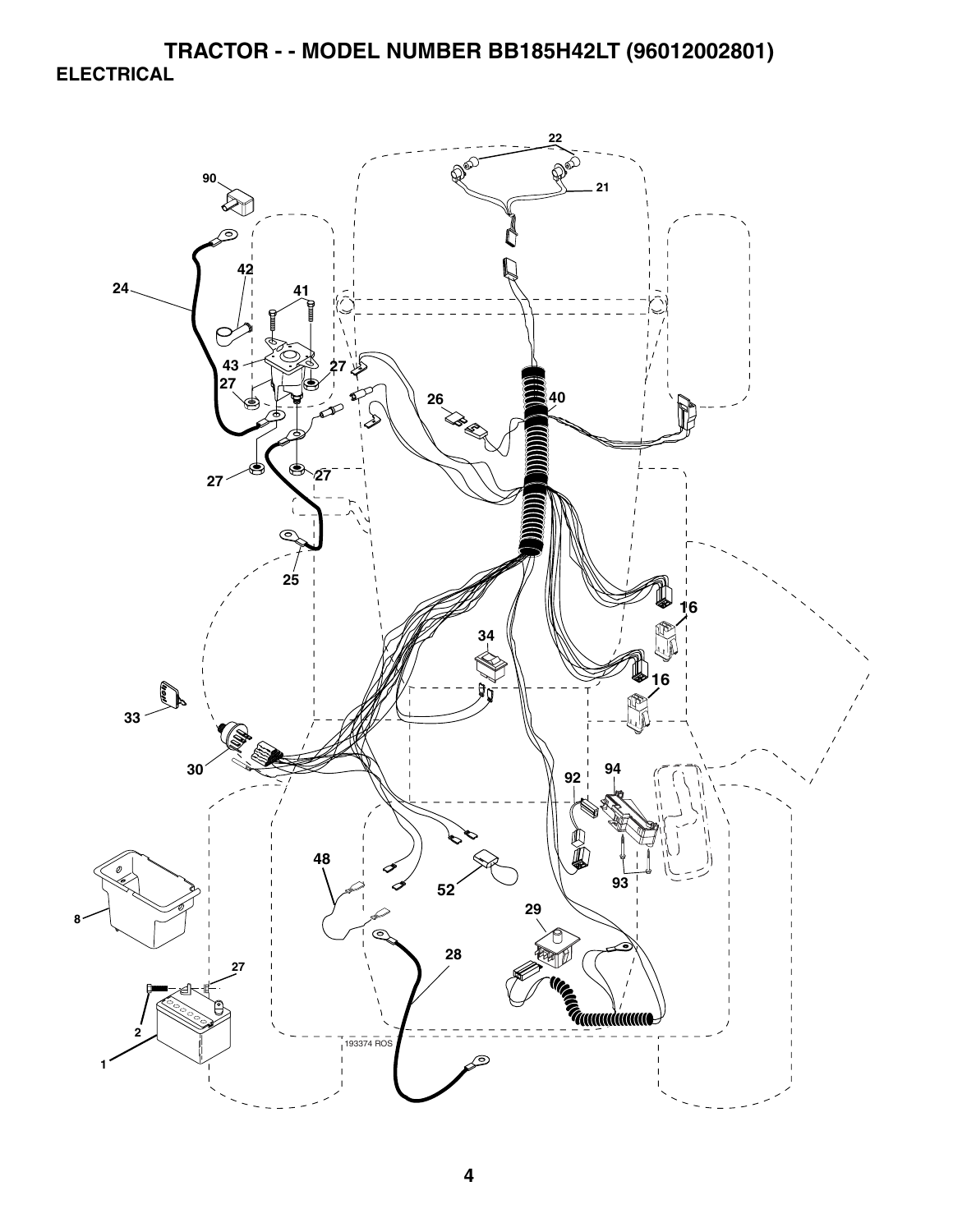# TRACTOR - - MODEL NUMBER BB185H42LT (96012002801)

## ELECTRICAL

22

90

21

42

24

41

43

27

27

26

40

27

27

25

16

34

16

33

30

92

94

48

93

52

29

8

28

27

2

193374 ROS

1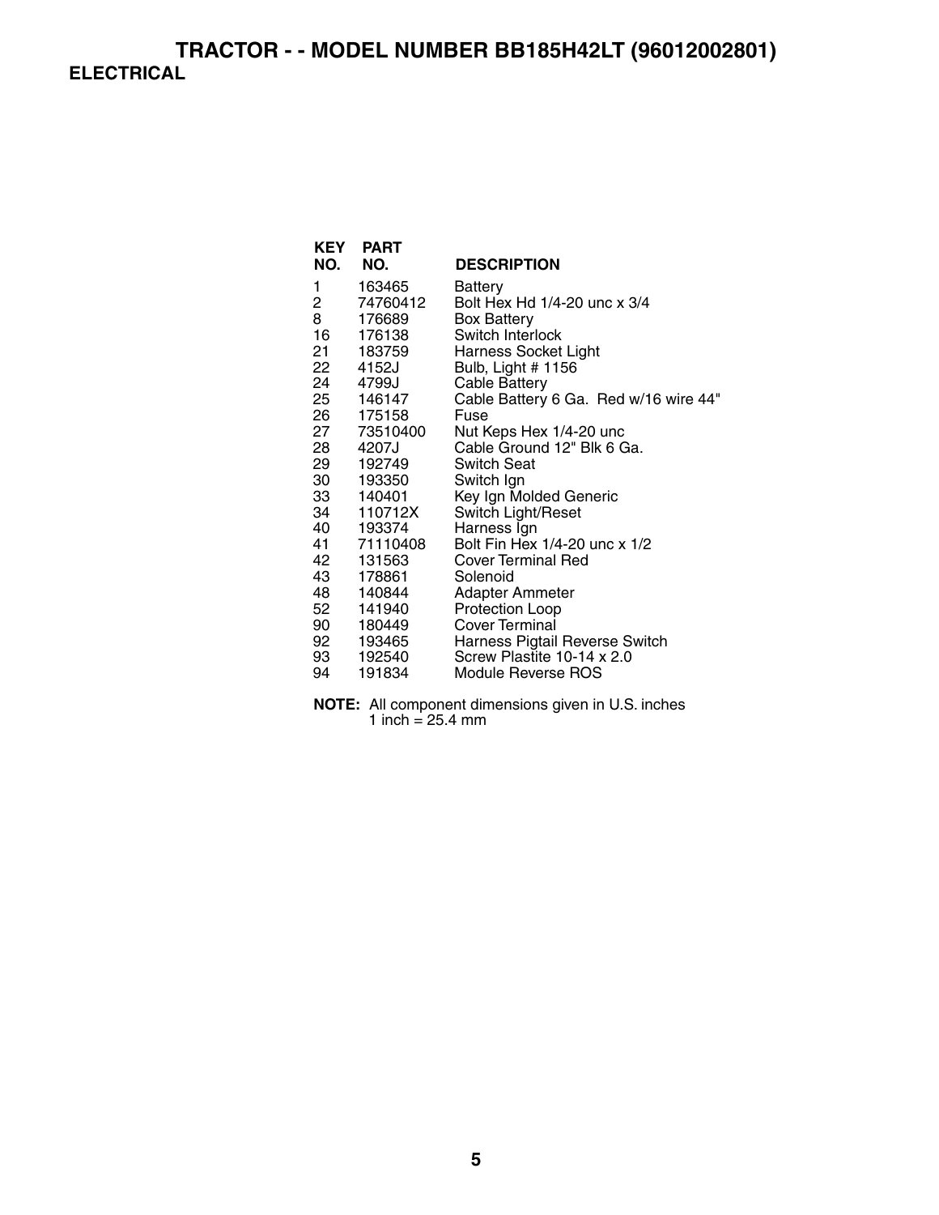# TRACTOR - - MODEL NUMBER BB185H42LT (96012002801)

## ELECTRICAL

| KEY NO. | PART NO. | DESCRIPTION |
|---|---|---|
| 1 | 163465 | Battery |
| 2 | 74760412 | Bolt Hex Hd 1/4-20 unc x 3/4 |
| 8 | 176689 | Box Battery |
| 16 | 176138 | Switch Interlock |
| 21 | 183759 | Harness Socket Light |
| 22 | 4152J | Bulb, Light # 1156 |
| 24 | 4799J | Cable Battery |
| 25 | 146147 | Cable Battery 6 Ga. Red w/16 wire 44" |
| 26 | 175158 | Fuse |
| 27 | 73510400 | Nut Keps Hex 1/4-20 unc |
| 28 | 4207J | Cable Ground 12" Blk 6 Ga. |
| 29 | 192749 | Switch Seat |
| 30 | 193350 | Switch Ign |
| 33 | 140401 | Key Ign Molded Generic |
| 34 | 110712X | Switch Light/Reset |
| 40 | 193374 | Harness Ign |
| 41 | 71110408 | Bolt Fin Hex 1/4-20 unc x 1/2 |
| 42 | 131563 | Cover Terminal Red |
| 43 | 178861 | Solenoid |
| 48 | 140844 | Adapter Ammeter |
| 52 | 141940 | Protection Loop |
| 90 | 180449 | Cover Terminal |
| 92 | 193465 | Harness Pigtail Reverse Switch |
| 93 | 192540 | Screw Plastite 10-14 x 2.0 |
| 94 | 191834 | Module Reverse ROS |

**NOTE:** All component dimensions given in U.S. inches
1 inch = 25.4 mm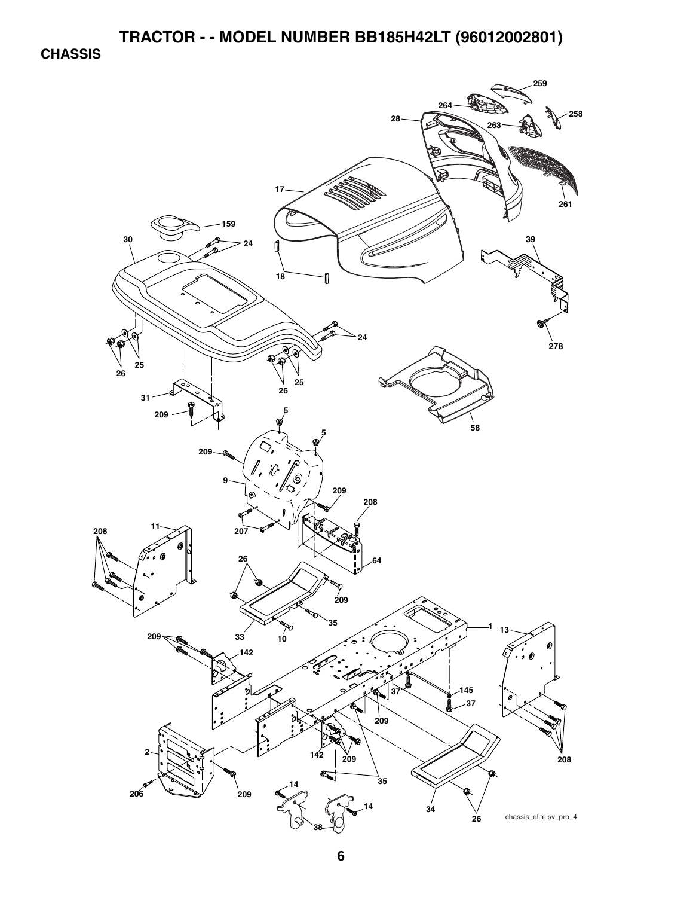# TRACTOR - - MODEL NUMBER BB185H42LT (96012002801)

## CHASSIS

chassis_elite sv_pro_4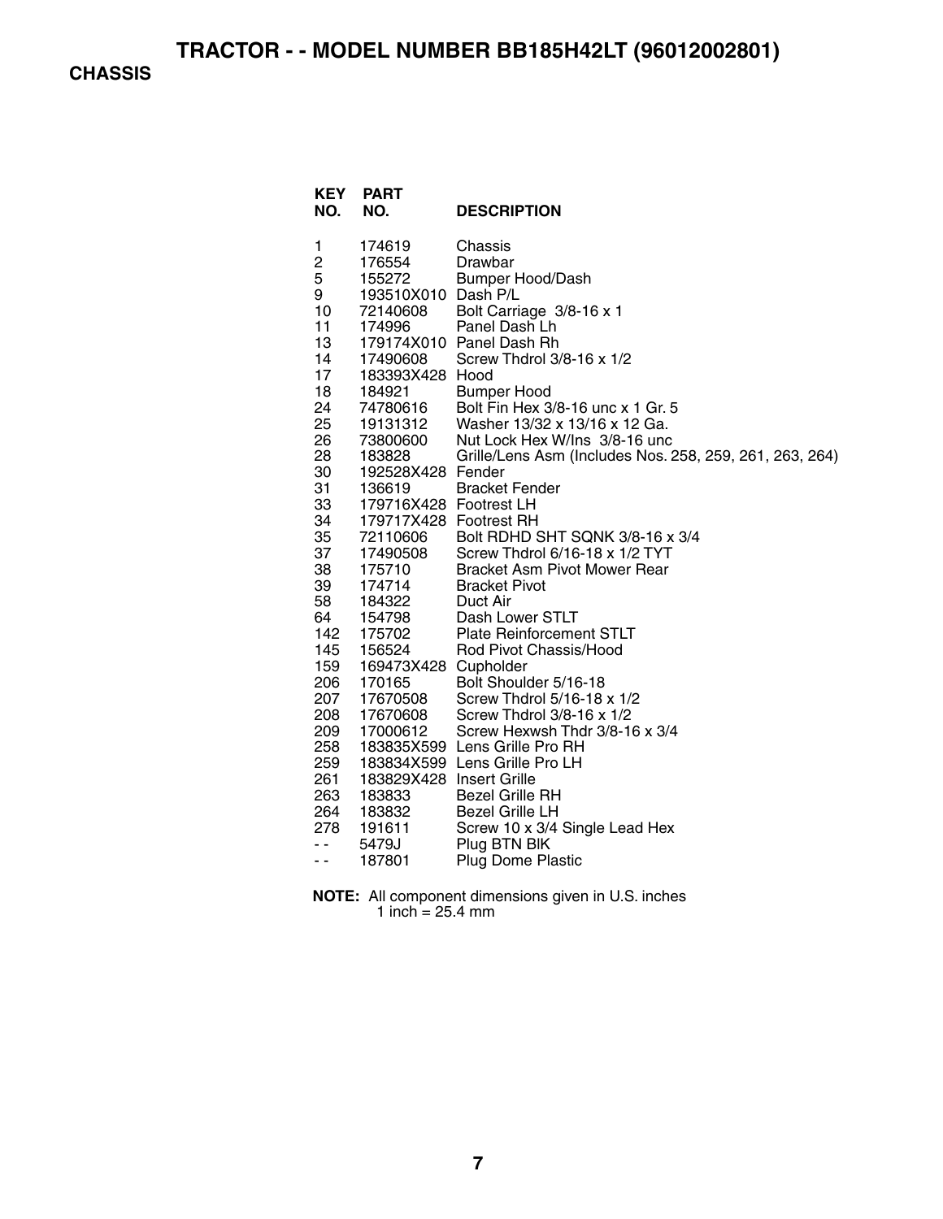# TRACTOR - - MODEL NUMBER BB185H42LT (96012002801)

## CHASSIS

| KEY NO. | PART NO. | DESCRIPTION |
|---|---|---|
| 1 | 174619 | Chassis |
| 2 | 176554 | Drawbar |
| 5 | 155272 | Bumper Hood/Dash |
| 9 | 193510X010 | Dash P/L |
| 10 | 72140608 | Bolt Carriage 3/8-16 x 1 |
| 11 | 174996 | Panel Dash Lh |
| 13 | 179174X010 | Panel Dash Rh |
| 14 | 17490608 | Screw Thdrol 3/8-16 x 1/2 |
| 17 | 183393X428 | Hood |
| 18 | 184921 | Bumper Hood |
| 24 | 74780616 | Bolt Fin Hex 3/8-16 unc x 1 Gr. 5 |
| 25 | 19131312 | Washer 13/32 x 13/16 x 12 Ga. |
| 26 | 73800600 | Nut Lock Hex W/Ins 3/8-16 unc |
| 28 | 183828 | Grille/Lens Asm (Includes Nos. 258, 259, 261, 263, 264) |
| 30 | 192528X428 | Fender |
| 31 | 136619 | Bracket Fender |
| 33 | 179716X428 | Footrest LH |
| 34 | 179717X428 | Footrest RH |
| 35 | 72110606 | Bolt RDHD SHT SQNK 3/8-16 x 3/4 |
| 37 | 17490508 | Screw Thdrol 6/16-18 x 1/2 TYT |
| 38 | 175710 | Bracket Asm Pivot Mower Rear |
| 39 | 174714 | Bracket Pivot |
| 58 | 184322 | Duct Air |
| 64 | 154798 | Dash Lower STLT |
| 142 | 175702 | Plate Reinforcement STLT |
| 145 | 156524 | Rod Pivot Chassis/Hood |
| 159 | 169473X428 | Cupholder |
| 206 | 170165 | Bolt Shoulder 5/16-18 |
| 207 | 17670508 | Screw Thdrol 5/16-18 x 1/2 |
| 208 | 17670608 | Screw Thdrol 3/8-16 x 1/2 |
| 209 | 17000612 | Screw Hexwsh Thdr 3/8-16 x 3/4 |
| 258 | 183835X599 | Lens Grille Pro RH |
| 259 | 183834X599 | Lens Grille Pro LH |
| 261 | 183829X428 | Insert Grille |
| 263 | 183833 | Bezel Grille RH |
| 264 | 183832 | Bezel Grille LH |
| 278 | 191611 | Screw 10 x 3/4 Single Lead Hex |
| - - | 5479J | Plug BTN Blk |
| - - | 187801 | Plug Dome Plastic |

**NOTE:** All component dimensions given in U.S. inches
1 inch = 25.4 mm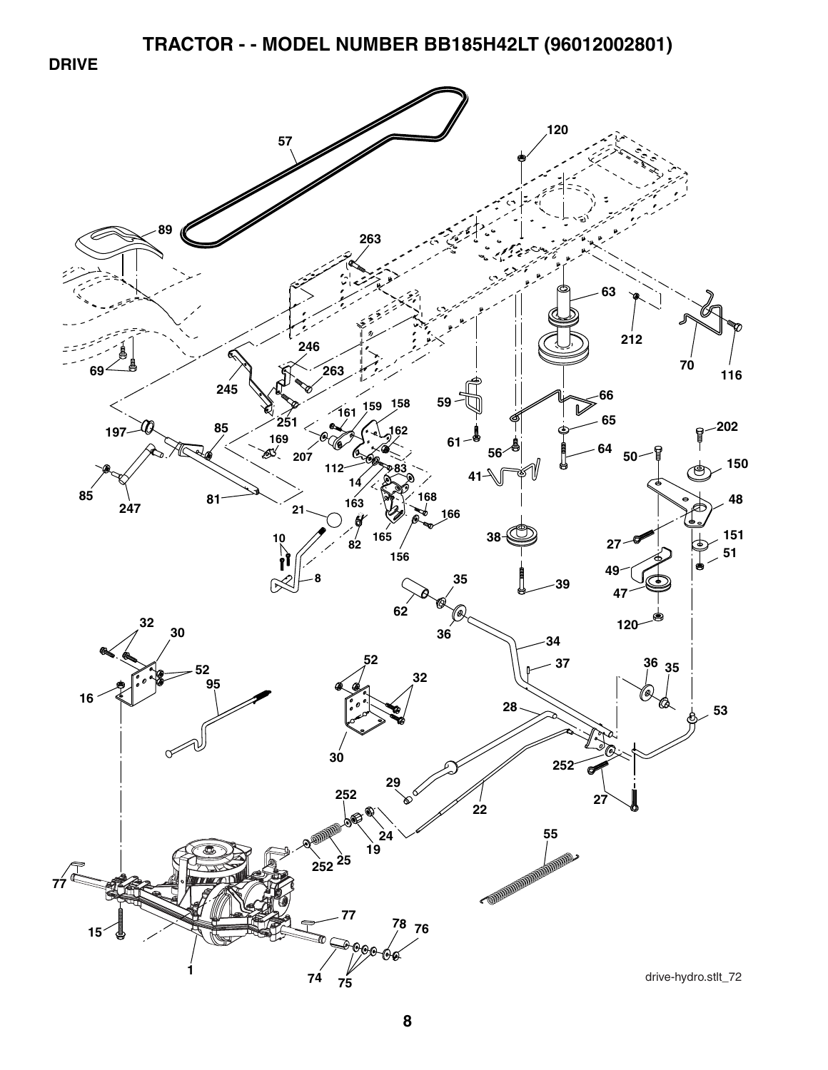# TRACTOR - - MODEL NUMBER BB185H42LT (96012002801)

## DRIVE

57 120 89 263 63 212 70 116 69 246 263 245 251 66 59 65 202 197 85 161 159 158 169 162 61 56 64 50 150 207 112 83 14 41 48 85 247 81 163 168 21 166 27 151 10 82 165 38 51 156 49 47 8 39 35 120 62 36 34 32 30 37 36 35 52 52 16 95 32 28 53 30 252 29 27 252 22 24 19 55 25 252 77 77 78 76 15 1 74 75

drive-hydro.stlt_72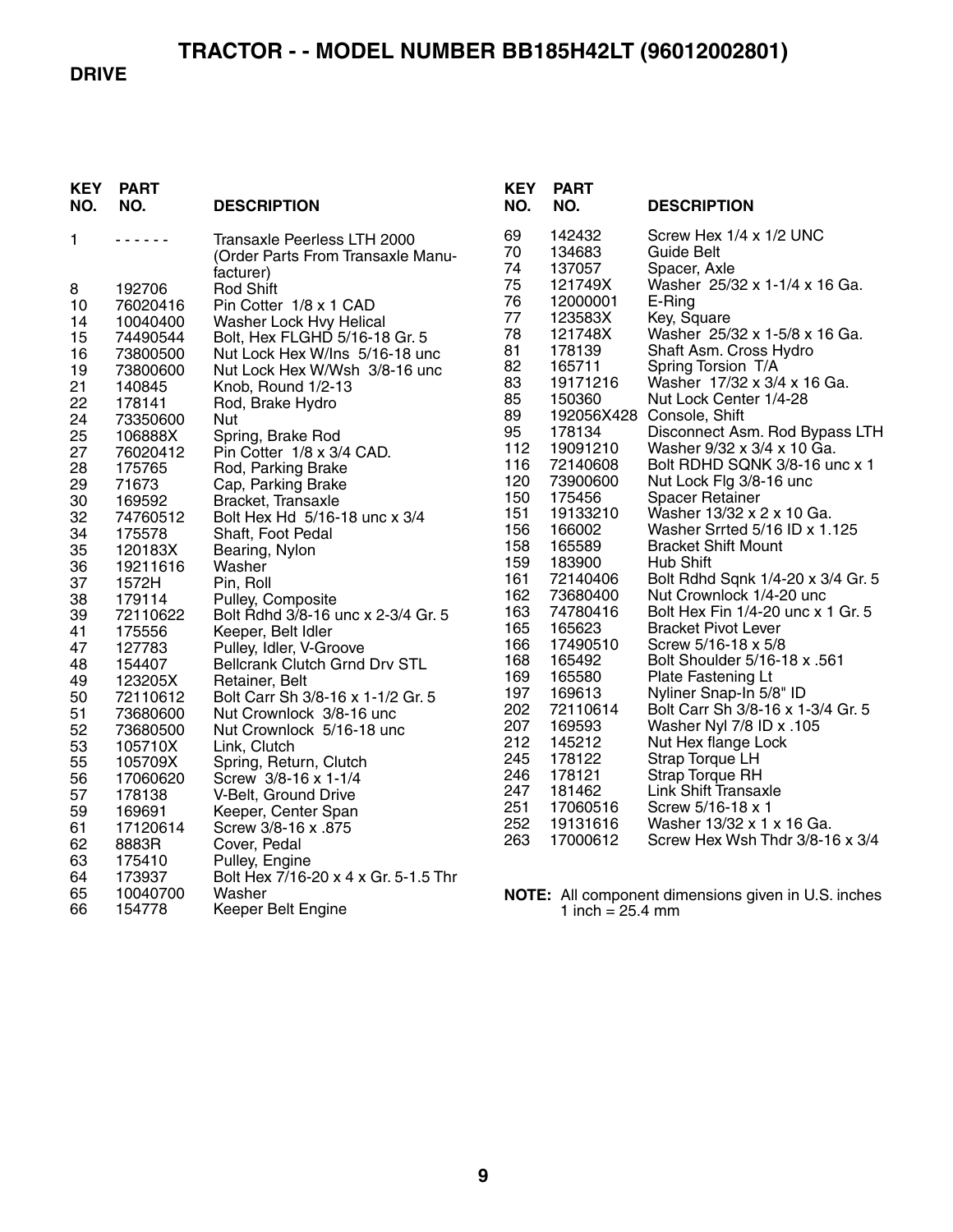# TRACTOR - - MODEL NUMBER BB185H42LT (96012002801)

## DRIVE

| KEY NO. | PART NO. | DESCRIPTION |
|---|---|---|
| 1 | - - - - - - | Transaxle Peerless LTH 2000 (Order Parts From Transaxle Manufacturer) |
| 8 | 192706 | Rod Shift |
| 10 | 76020416 | Pin Cotter 1/8 x 1 CAD |
| 14 | 10040400 | Washer Lock Hvy Helical |
| 15 | 74490544 | Bolt, Hex FLGHD 5/16-18 Gr. 5 |
| 16 | 73800500 | Nut Lock Hex W/Ins 5/16-18 unc |
| 19 | 73800600 | Nut Lock Hex W/Wsh 3/8-16 unc |
| 21 | 140845 | Knob, Round 1/2-13 |
| 22 | 178141 | Rod, Brake Hydro |
| 24 | 73350600 | Nut |
| 25 | 106888X | Spring, Brake Rod |
| 27 | 76020412 | Pin Cotter 1/8 x 3/4 CAD. |
| 28 | 175765 | Rod, Parking Brake |
| 29 | 71673 | Cap, Parking Brake |
| 30 | 169592 | Bracket, Transaxle |
| 32 | 74760512 | Bolt Hex Hd 5/16-18 unc x 3/4 |
| 34 | 175578 | Shaft, Foot Pedal |
| 35 | 120183X | Bearing, Nylon |
| 36 | 19211616 | Washer |
| 37 | 1572H | Pin, Roll |
| 38 | 179114 | Pulley, Composite |
| 39 | 72110622 | Bolt Rdhd 3/8-16 unc x 2-3/4 Gr. 5 |
| 41 | 175556 | Keeper, Belt Idler |
| 47 | 127783 | Pulley, Idler, V-Groove |
| 48 | 154407 | Bellcrank Clutch Grnd Drv STL |
| 49 | 123205X | Retainer, Belt |
| 50 | 72110612 | Bolt Carr Sh 3/8-16 x 1-1/2 Gr. 5 |
| 51 | 73680600 | Nut Crownlock 3/8-16 unc |
| 52 | 73680500 | Nut Crownlock 5/16-18 unc |
| 53 | 105710X | Link, Clutch |
| 55 | 105709X | Spring, Return, Clutch |
| 56 | 17060620 | Screw 3/8-16 x 1-1/4 |
| 57 | 178138 | V-Belt, Ground Drive |
| 59 | 169691 | Keeper, Center Span |
| 61 | 17120614 | Screw 3/8-16 x .875 |
| 62 | 8883R | Cover, Pedal |
| 63 | 175410 | Pulley, Engine |
| 64 | 173937 | Bolt Hex 7/16-20 x 4 x Gr. 5-1.5 Thr |
| 65 | 10040700 | Washer |
| 66 | 154778 | Keeper Belt Engine |
| 69 | 142432 | Screw Hex 1/4 x 1/2 UNC |
| 70 | 134683 | Guide Belt |
| 74 | 137057 | Spacer, Axle |
| 75 | 121749X | Washer 25/32 x 1-1/4 x 16 Ga. |
| 76 | 12000001 | E-Ring |
| 77 | 123583X | Key, Square |
| 78 | 121748X | Washer 25/32 x 1-5/8 x 16 Ga. |
| 81 | 178139 | Shaft Asm. Cross Hydro |
| 82 | 165711 | Spring Torsion T/A |
| 83 | 19171216 | Washer 17/32 x 3/4 x 16 Ga. |
| 85 | 150360 | Nut Lock Center 1/4-28 |
| 89 | 192056X428 | Console, Shift |
| 95 | 178134 | Disconnect Asm. Rod Bypass LTH |
| 112 | 19091210 | Washer 9/32 x 3/4 x 10 Ga. |
| 116 | 72140608 | Bolt RDHD SQNK 3/8-16 unc x 1 |
| 120 | 73900600 | Nut Lock Flg 3/8-16 unc |
| 150 | 175456 | Spacer Retainer |
| 151 | 19133210 | Washer 13/32 x 2 x 10 Ga. |
| 156 | 166002 | Washer Srrted 5/16 ID x 1.125 |
| 158 | 165589 | Bracket Shift Mount |
| 159 | 183900 | Hub Shift |
| 161 | 72140406 | Bolt Rdhd Sqnk 1/4-20 x 3/4 Gr. 5 |
| 162 | 73680400 | Nut Crownlock 1/4-20 unc |
| 163 | 74780416 | Bolt Hex Fin 1/4-20 unc x 1 Gr. 5 |
| 165 | 165623 | Bracket Pivot Lever |
| 166 | 17490510 | Screw 5/16-18 x 5/8 |
| 168 | 165492 | Bolt Shoulder 5/16-18 x .561 |
| 169 | 165580 | Plate Fastening Lt |
| 197 | 169613 | Nyliner Snap-In 5/8" ID |
| 202 | 72110614 | Bolt Carr Sh 3/8-16 x 1-3/4 Gr. 5 |
| 207 | 169593 | Washer Nyl 7/8 ID x .105 |
| 212 | 145212 | Nut Hex flange Lock |
| 245 | 178122 | Strap Torque LH |
| 246 | 178121 | Strap Torque RH |
| 247 | 181462 | Link Shift Transaxle |
| 251 | 17060516 | Screw 5/16-18 x 1 |
| 252 | 19131616 | Washer 13/32 x 1 x 16 Ga. |
| 263 | 17000612 | Screw Hex Wsh Thdr 3/8-16 x 3/4 |

**NOTE:** All component dimensions given in U.S. inches
1 inch = 25.4 mm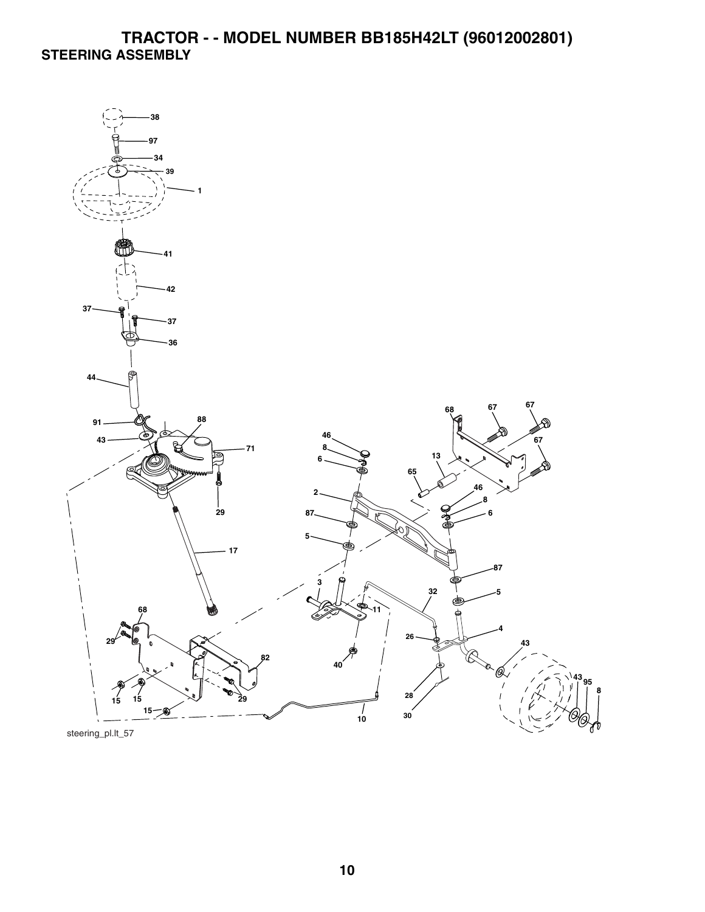# TRACTOR - - MODEL NUMBER BB185H42LT (96012002801)

## STEERING ASSEMBLY

38
97
34
39
1
41
42
37
37
36
44
91
88
43
71
29
17
68
29
82
15
15
15
29
10
46
8
6
2
87
5
3
11
40
68
67
67
67
13
65
46
8
6
87
5
32
26
4
28
30
43
43
95
8

steering_pl.lt_57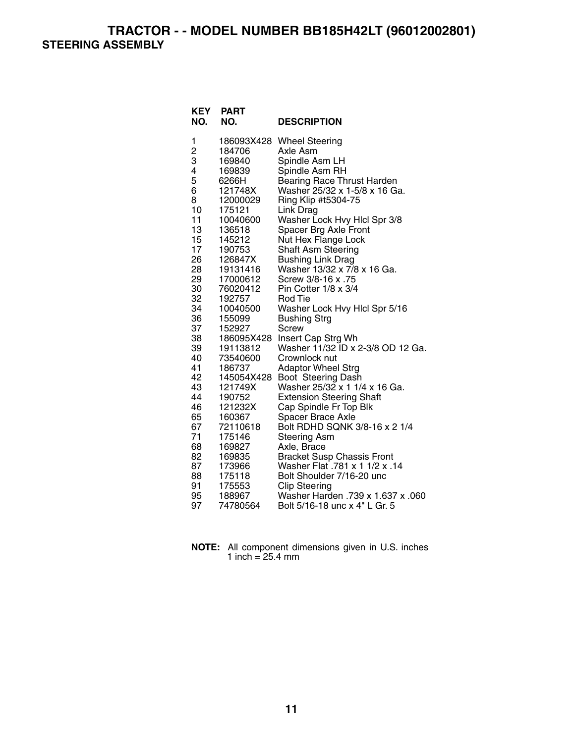# TRACTOR - - MODEL NUMBER BB185H42LT (96012002801)

## STEERING ASSEMBLY

| KEY NO. | PART NO. | DESCRIPTION |
|---|---|---|
| 1 | 186093X428 | Wheel Steering |
| 2 | 184706 | Axle Asm |
| 3 | 169840 | Spindle Asm LH |
| 4 | 169839 | Spindle Asm RH |
| 5 | 6266H | Bearing Race Thrust Harden |
| 6 | 121748X | Washer 25/32 x 1-5/8 x 16 Ga. |
| 8 | 12000029 | Ring Klip #t5304-75 |
| 10 | 175121 | Link Drag |
| 11 | 10040600 | Washer Lock Hvy Hlcl Spr 3/8 |
| 13 | 136518 | Spacer Brg Axle Front |
| 15 | 145212 | Nut Hex Flange Lock |
| 17 | 190753 | Shaft Asm Steering |
| 26 | 126847X | Bushing Link Drag |
| 28 | 19131416 | Washer 13/32 x 7/8 x 16 Ga. |
| 29 | 17000612 | Screw 3/8-16 x .75 |
| 30 | 76020412 | Pin Cotter 1/8 x 3/4 |
| 32 | 192757 | Rod Tie |
| 34 | 10040500 | Washer Lock Hvy Hlcl Spr 5/16 |
| 36 | 155099 | Bushing Strg |
| 37 | 152927 | Screw |
| 38 | 186095X428 | Insert Cap Strg Wh |
| 39 | 19113812 | Washer 11/32 ID x 2-3/8 OD 12 Ga. |
| 40 | 73540600 | Crownlock nut |
| 41 | 186737 | Adaptor Wheel Strg |
| 42 | 145054X428 | Boot Steering Dash |
| 43 | 121749X | Washer 25/32 x 1 1/4 x 16 Ga. |
| 44 | 190752 | Extension Steering Shaft |
| 46 | 121232X | Cap Spindle Fr Top Blk |
| 65 | 160367 | Spacer Brace Axle |
| 67 | 72110618 | Bolt RDHD SQNK 3/8-16 x 2 1/4 |
| 71 | 175146 | Steering Asm |
| 68 | 169827 | Axle, Brace |
| 82 | 169835 | Bracket Susp Chassis Front |
| 87 | 173966 | Washer Flat .781 x 1 1/2 x .14 |
| 88 | 175118 | Bolt Shoulder 7/16-20 unc |
| 91 | 175553 | Clip Steering |
| 95 | 188967 | Washer Harden .739 x 1.637 x .060 |
| 97 | 74780564 | Bolt 5/16-18 unc x 4" L Gr. 5 |

**NOTE:** All component dimensions given in U.S. inches
1 inch = 25.4 mm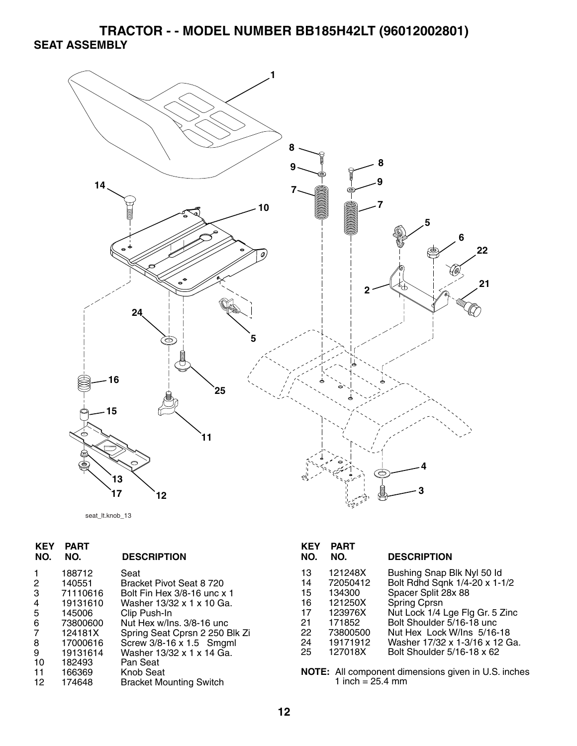# TRACTOR - - MODEL NUMBER BB185H42LT (96012002801)

## SEAT ASSEMBLY

seat_lt.knob_13

| KEY NO. | PART NO. | DESCRIPTION |
|---|---|---|
| 1 | 188712 | Seat |
| 2 | 140551 | Bracket Pivot Seat 8 720 |
| 3 | 71110616 | Bolt Fin Hex 3/8-16 unc x 1 |
| 4 | 19131610 | Washer 13/32 x 1 x 10 Ga. |
| 5 | 145006 | Clip Push-In |
| 6 | 73800600 | Nut Hex w/Ins. 3/8-16 unc |
| 7 | 124181X | Spring Seat Cprsn 2 250 Blk Zi |
| 8 | 17000616 | Screw 3/8-16 x 1.5 Smgml |
| 9 | 19131614 | Washer 13/32 x 1 x 14 Ga. |
| 10 | 182493 | Pan Seat |
| 11 | 166369 | Knob Seat |
| 12 | 174648 | Bracket Mounting Switch |
| 13 | 121248X | Bushing Snap Blk Nyl 50 Id |
| 14 | 72050412 | Bolt Rdhd Sqnk 1/4-20 x 1-1/2 |
| 15 | 134300 | Spacer Split 28x 88 |
| 16 | 121250X | Spring Cprsn |
| 17 | 123976X | Nut Lock 1/4 Lge Flg Gr. 5 Zinc |
| 21 | 171852 | Bolt Shoulder 5/16-18 unc |
| 22 | 73800500 | Nut Hex Lock W/Ins 5/16-18 |
| 24 | 19171912 | Washer 17/32 x 1-3/16 x 12 Ga. |
| 25 | 127018X | Bolt Shoulder 5/16-18 x 62 |

**NOTE:** All component dimensions given in U.S. inches
1 inch = 25.4 mm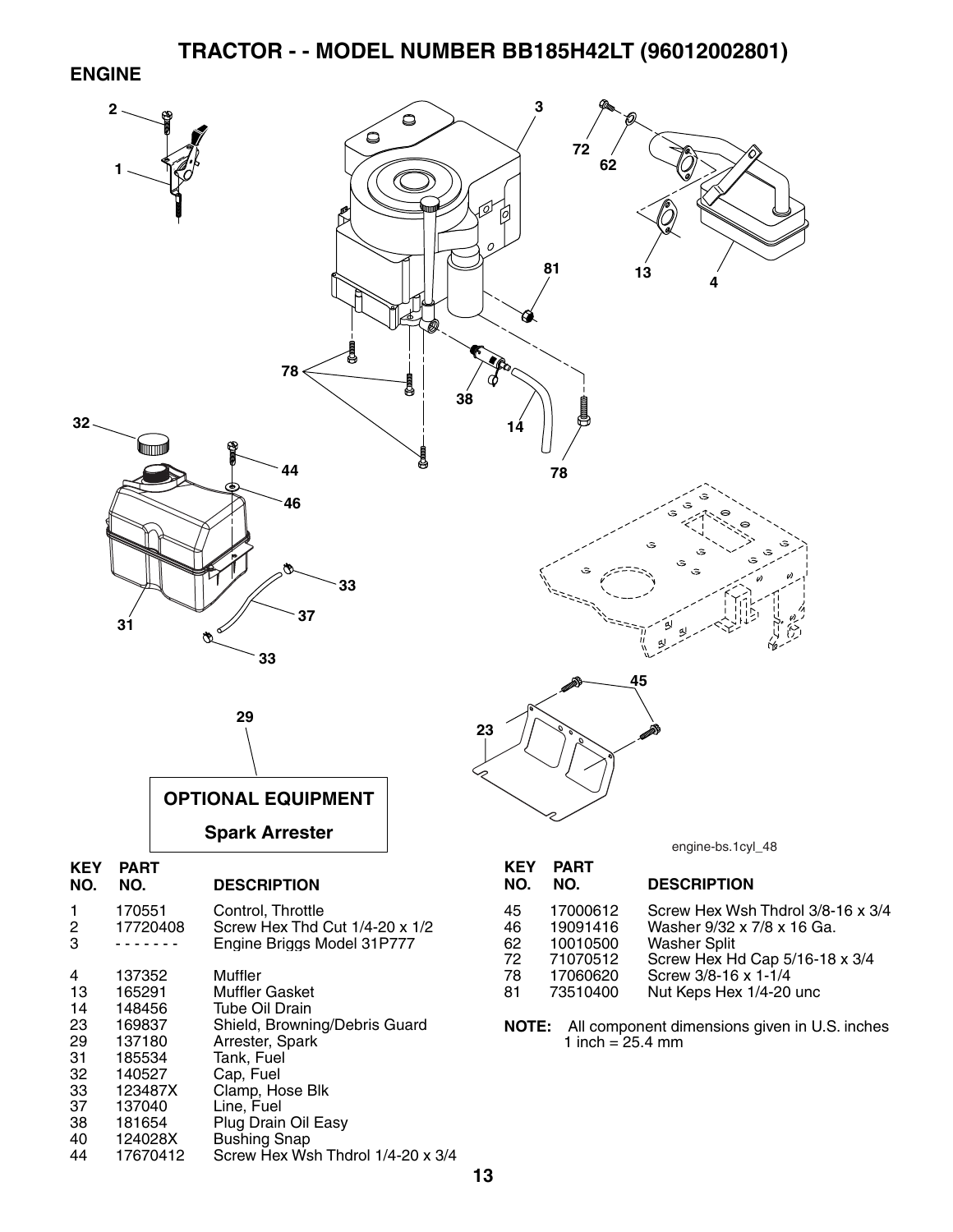# TRACTOR - - MODEL NUMBER BB185H42LT (96012002801)

## ENGINE

**OPTIONAL EQUIPMENT**

**Spark Arrester**

engine-bs.1cyl_48

| KEY NO. | PART NO. | DESCRIPTION |
|---|---|---|
| 1 | 170551 | Control, Throttle |
| 2 | 17720408 | Screw Hex Thd Cut 1/4-20 x 1/2 |
| 3 | - - - - - - - | Engine Briggs Model 31P777 |
| 4 | 137352 | Muffler |
| 13 | 165291 | Muffler Gasket |
| 14 | 148456 | Tube Oil Drain |
| 23 | 169837 | Shield, Browning/Debris Guard |
| 29 | 137180 | Arrester, Spark |
| 31 | 185534 | Tank, Fuel |
| 32 | 140527 | Cap, Fuel |
| 33 | 123487X | Clamp, Hose Blk |
| 37 | 137040 | Line, Fuel |
| 38 | 181654 | Plug Drain Oil Easy |
| 40 | 124028X | Bushing Snap |
| 44 | 17670412 | Screw Hex Wsh Thdrol 1/4-20 x 3/4 |
| 45 | 17000612 | Screw Hex Wsh Thdrol 3/8-16 x 3/4 |
| 46 | 19091416 | Washer 9/32 x 7/8 x 16 Ga. |
| 62 | 10010500 | Washer Split |
| 72 | 71070512 | Screw Hex Hd Cap 5/16-18 x 3/4 |
| 78 | 17060620 | Screw 3/8-16 x 1-1/4 |
| 81 | 73510400 | Nut Keps Hex 1/4-20 unc |

**NOTE:** All component dimensions given in U.S. inches
1 inch = 25.4 mm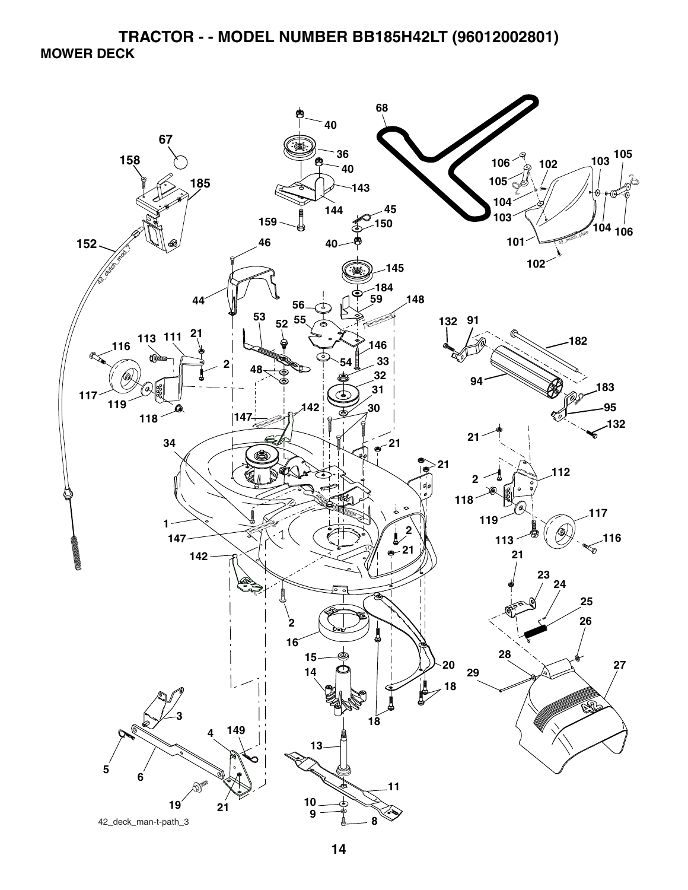# TRACTOR - - MODEL NUMBER BB185H42LT (96012002801)

## MOWER DECK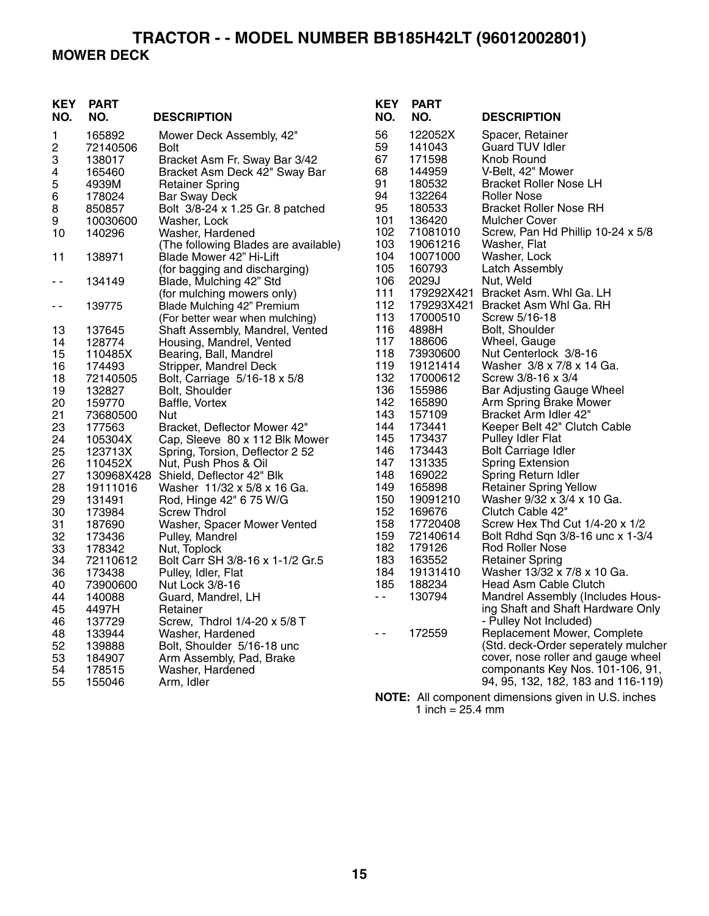# TRACTOR - - MODEL NUMBER BB185H42LT (96012002801)

## MOWER DECK

| KEY NO. | PART NO. | DESCRIPTION |
|---|---|---|
| 1 | 165892 | Mower Deck Assembly, 42" |
| 2 | 72140506 | Bolt |
| 3 | 138017 | Bracket Asm Fr. Sway Bar 3/42 |
| 4 | 165460 | Bracket Asm Deck 42" Sway Bar |
| 5 | 4939M | Retainer Spring |
| 6 | 178024 | Bar Sway Deck |
| 8 | 850857 | Bolt 3/8-24 x 1.25 Gr. 8 patched |
| 9 | 10030600 | Washer, Lock |
| 10 | 140296 | Washer, Hardened |
| | | (The following Blades are available) |
| 11 | 138971 | Blade Mower 42" Hi-Lift (for bagging and discharging) |
| - - | 134149 | Blade, Mulching 42" Std (for mulching mowers only) |
| - - | 139775 | Blade Mulching 42" Premium (For better wear when mulching) |
| 13 | 137645 | Shaft Assembly, Mandrel, Vented |
| 14 | 128774 | Housing, Mandrel, Vented |
| 15 | 110485X | Bearing, Ball, Mandrel |
| 16 | 174493 | Stripper, Mandrel Deck |
| 18 | 72140505 | Bolt, Carriage 5/16-18 x 5/8 |
| 19 | 132827 | Bolt, Shoulder |
| 20 | 159770 | Baffle, Vortex |
| 21 | 73680500 | Nut |
| 23 | 177563 | Bracket, Deflector Mower 42" |
| 24 | 105304X | Cap, Sleeve 80 x 112 Blk Mower |
| 25 | 123713X | Spring, Torsion, Deflector 2 52 |
| 26 | 110452X | Nut, Push Phos & Oil |
| 27 | 130968X428 | Shield, Deflector 42" Blk |
| 28 | 19111016 | Washer 11/32 x 5/8 x 16 Ga. |
| 29 | 131491 | Rod, Hinge 42" 6 75 W/G |
| 30 | 173984 | Screw Thdrol |
| 31 | 187690 | Washer, Spacer Mower Vented |
| 32 | 173436 | Pulley, Mandrel |
| 33 | 178342 | Nut, Toplock |
| 34 | 72110612 | Bolt Carr SH 3/8-16 x 1-1/2 Gr.5 |
| 36 | 173438 | Pulley, Idler, Flat |
| 40 | 73900600 | Nut Lock 3/8-16 |
| 44 | 140088 | Guard, Mandrel, LH |
| 45 | 4497H | Retainer |
| 46 | 137729 | Screw, Thdrol 1/4-20 x 5/8 T |
| 48 | 133944 | Washer, Hardened |
| 52 | 139888 | Bolt, Shoulder 5/16-18 unc |
| 53 | 184907 | Arm Assembly, Pad, Brake |
| 54 | 178515 | Washer, Hardened |
| 55 | 155046 | Arm, Idler |
| 56 | 122052X | Spacer, Retainer |
| 59 | 141043 | Guard TUV Idler |
| 67 | 171598 | Knob Round |
| 68 | 144959 | V-Belt, 42" Mower |
| 91 | 180532 | Bracket Roller Nose LH |
| 94 | 132264 | Roller Nose |
| 95 | 180533 | Bracket Roller Nose RH |
| 101 | 136420 | Mulcher Cover |
| 102 | 71081010 | Screw, Pan Hd Phillip 10-24 x 5/8 |
| 103 | 19061216 | Washer, Flat |
| 104 | 10071000 | Washer, Lock |
| 105 | 160793 | Latch Assembly |
| 106 | 2029J | Nut, Weld |
| 111 | 179292X421 | Bracket Asm. Whl Ga. LH |
| 112 | 179293X421 | Bracket Asm Whl Ga. RH |
| 113 | 17000510 | Screw 5/16-18 |
| 116 | 4898H | Bolt, Shoulder |
| 117 | 188606 | Wheel, Gauge |
| 118 | 73930600 | Nut Centerlock 3/8-16 |
| 119 | 19121414 | Washer 3/8 x 7/8 x 14 Ga. |
| 132 | 17000612 | Screw 3/8-16 x 3/4 |
| 136 | 155986 | Bar Adjusting Gauge Wheel |
| 142 | 165890 | Arm Spring Brake Mower |
| 143 | 157109 | Bracket Arm Idler 42" |
| 144 | 173441 | Keeper Belt 42" Clutch Cable |
| 145 | 173437 | Pulley Idler Flat |
| 146 | 173443 | Bolt Carriage Idler |
| 147 | 131335 | Spring Extension |
| 148 | 169022 | Spring Return Idler |
| 149 | 165898 | Retainer Spring Yellow |
| 150 | 19091210 | Washer 9/32 x 3/4 x 10 Ga. |
| 152 | 169676 | Clutch Cable 42" |
| 158 | 17720408 | Screw Hex Thd Cut 1/4-20 x 1/2 |
| 159 | 72140614 | Bolt Rdhd Sqn 3/8-16 unc x 1-3/4 |
| 182 | 179126 | Rod Roller Nose |
| 183 | 163552 | Retainer Spring |
| 184 | 19131410 | Washer 13/32 x 7/8 x 10 Ga. |
| 185 | 188234 | Head Asm Cable Clutch |
| - - | 130794 | Mandrel Assembly (Includes Housing Shaft and Shaft Hardware Only - Pulley Not Included) |
| - - | 172559 | Replacement Mower, Complete (Std. deck-Order seperately mulcher cover, nose roller and gauge wheel componants Key Nos. 101-106, 91, 94, 95, 132, 182, 183 and 116-119) |

**NOTE:** All component dimensions given in U.S. inches
1 inch = 25.4 mm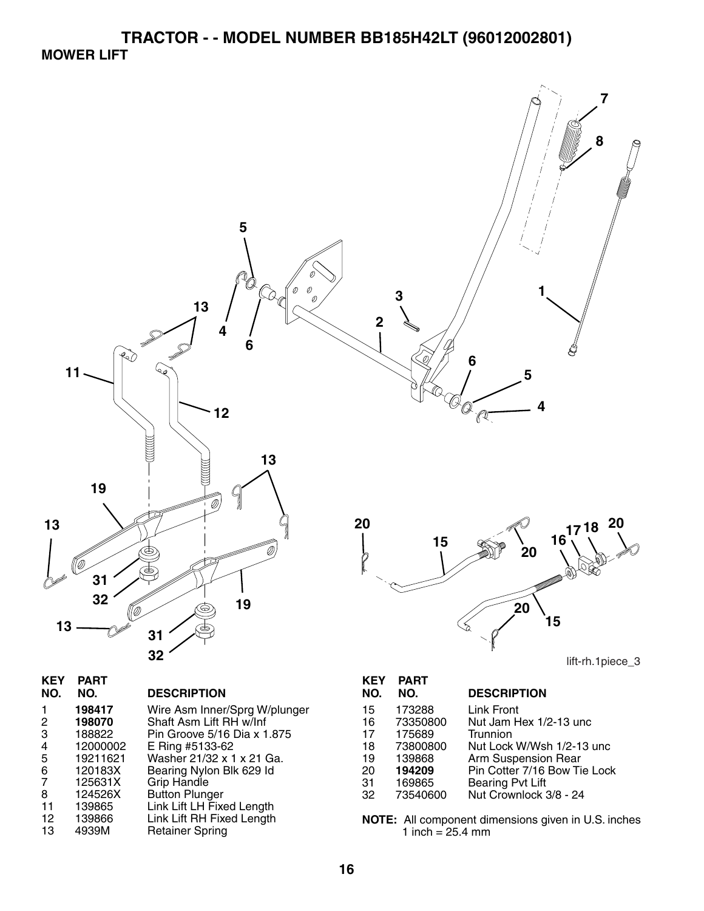# TRACTOR - - MODEL NUMBER BB185H42LT (96012002801)

## MOWER LIFT

lift-rh.1piece_3

| KEY NO. | PART NO. | DESCRIPTION |
|---|---|---|
| 1 | **198417** | Wire Asm Inner/Sprg W/plunger |
| 2 | **198070** | Shaft Asm Lift RH w/Inf |
| 3 | 188822 | Pin Groove 5/16 Dia x 1.875 |
| 4 | 12000002 | E Ring #5133-62 |
| 5 | 19211621 | Washer 21/32 x 1 x 21 Ga. |
| 6 | 120183X | Bearing Nylon Blk 629 Id |
| 7 | 125631X | Grip Handle |
| 8 | 124526X | Button Plunger |
| 11 | 139865 | Link Lift LH Fixed Length |
| 12 | 139866 | Link Lift RH Fixed Length |
| 13 | 4939M | Retainer Spring |
| 15 | 173288 | Link Front |
| 16 | 73350800 | Nut Jam Hex 1/2-13 unc |
| 17 | 175689 | Trunnion |
| 18 | 73800800 | Nut Lock W/Wsh 1/2-13 unc |
| 19 | 139868 | Arm Suspension Rear |
| 20 | **194209** | Pin Cotter 7/16 Bow Tie Lock |
| 31 | 169865 | Bearing Pvt Lift |
| 32 | 73540600 | Nut Crownlock 3/8 - 24 |

**NOTE:** All component dimensions given in U.S. inches
1 inch = 25.4 mm